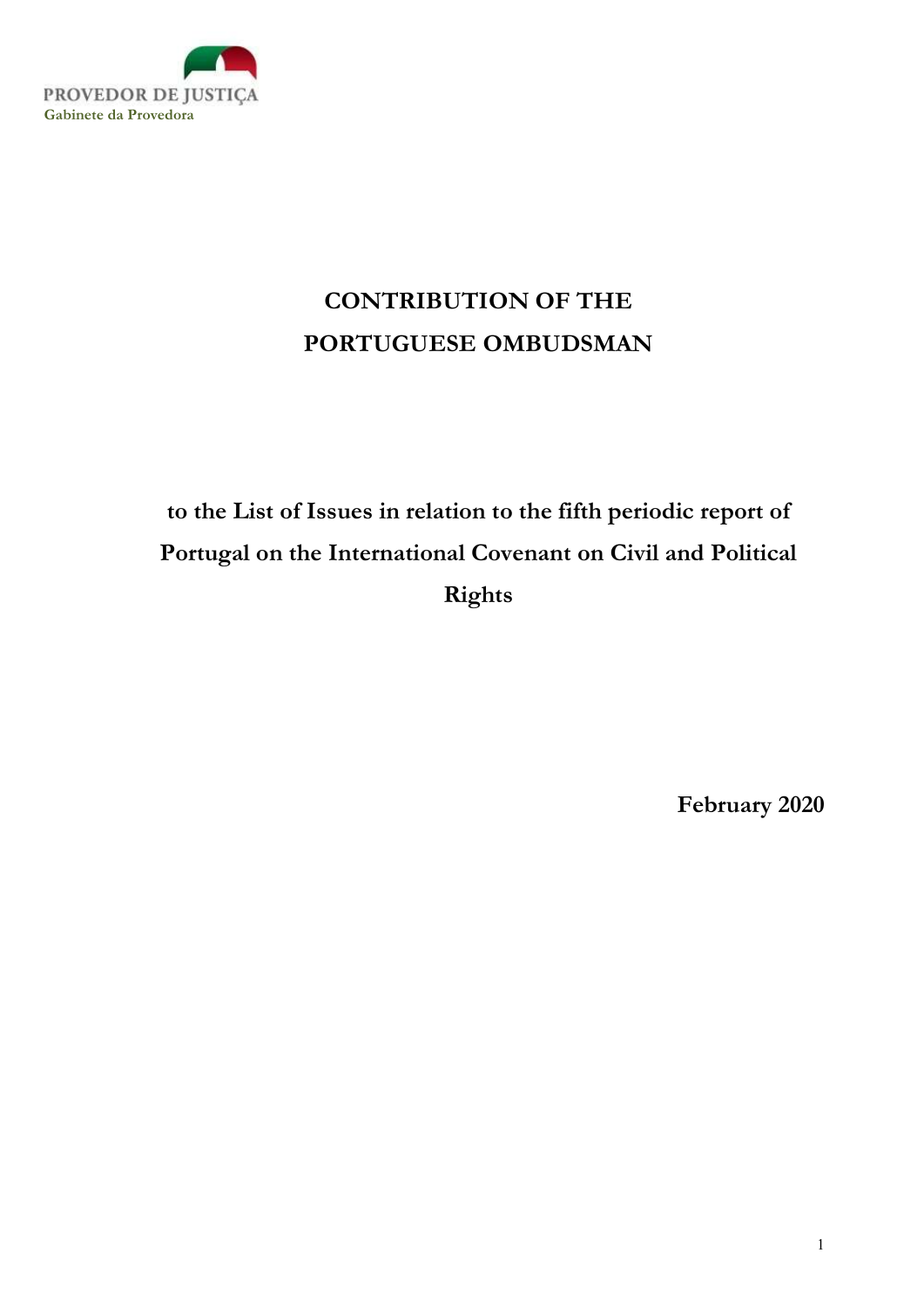PROVEDOR DE JUSTIÇA
Gabinete da Provedora

# CONTRIBUTION OF THE PORTUGUESE OMBUDSMAN

## to the List of Issues in relation to the fifth periodic report of Portugal on the International Covenant on Civil and Political Rights

**February 2020**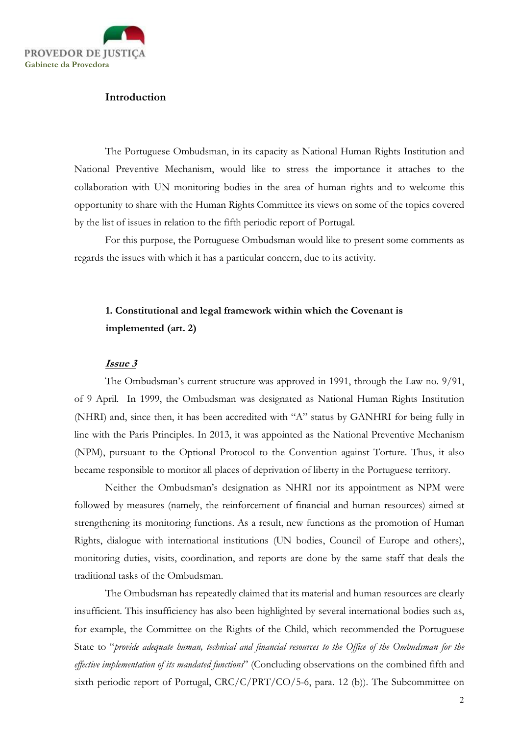## Introduction

The Portuguese Ombudsman, in its capacity as National Human Rights Institution and National Preventive Mechanism, would like to stress the importance it attaches to the collaboration with UN monitoring bodies in the area of human rights and to welcome this opportunity to share with the Human Rights Committee its views on some of the topics covered by the list of issues in relation to the fifth periodic report of Portugal.

For this purpose, the Portuguese Ombudsman would like to present some comments as regards the issues with which it has a particular concern, due to its activity.

### 1. Constitutional and legal framework within which the Covenant is implemented (art. 2)

***Issue 3***

The Ombudsman's current structure was approved in 1991, through the Law no. 9/91, of 9 April. In 1999, the Ombudsman was designated as National Human Rights Institution (NHRI) and, since then, it has been accredited with "A" status by GANHRI for being fully in line with the Paris Principles. In 2013, it was appointed as the National Preventive Mechanism (NPM), pursuant to the Optional Protocol to the Convention against Torture. Thus, it also became responsible to monitor all places of deprivation of liberty in the Portuguese territory.

Neither the Ombudsman's designation as NHRI nor its appointment as NPM were followed by measures (namely, the reinforcement of financial and human resources) aimed at strengthening its monitoring functions. As a result, new functions as the promotion of Human Rights, dialogue with international institutions (UN bodies, Council of Europe and others), monitoring duties, visits, coordination, and reports are done by the same staff that deals the traditional tasks of the Ombudsman.

The Ombudsman has repeatedly claimed that its material and human resources are clearly insufficient. This insufficiency has also been highlighted by several international bodies such as, for example, the Committee on the Rights of the Child, which recommended the Portuguese State to "*provide adequate human, technical and financial resources to the Office of the Ombudsman for the effective implementation of its mandated functions*" (Concluding observations on the combined fifth and sixth periodic report of Portugal, CRC/C/PRT/CO/5-6, para. 12 (b)). The Subcommittee on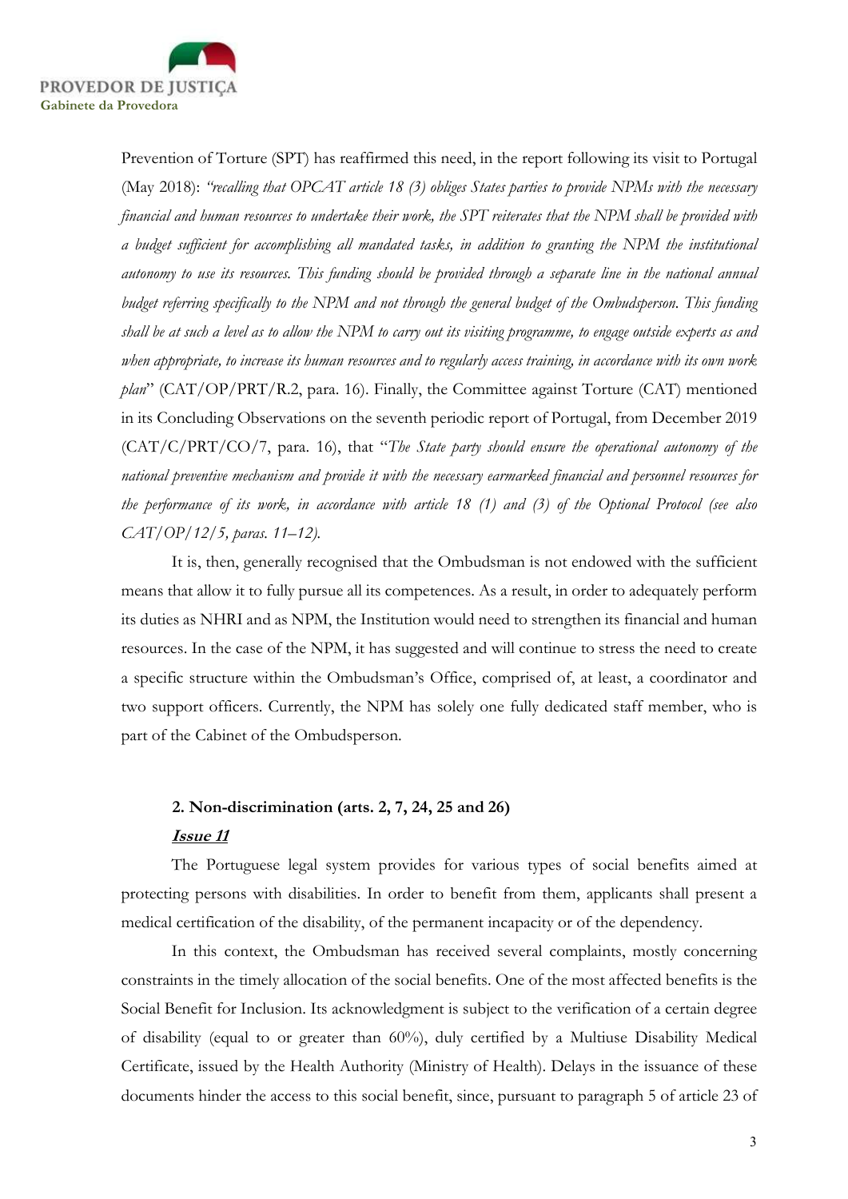Prevention of Torture (SPT) has reaffirmed this need, in the report following its visit to Portugal (May 2018): *"recalling that OPCAT article 18 (3) obliges States parties to provide NPMs with the necessary financial and human resources to undertake their work, the SPT reiterates that the NPM shall be provided with a budget sufficient for accomplishing all mandated tasks, in addition to granting the NPM the institutional autonomy to use its resources. This funding should be provided through a separate line in the national annual budget referring specifically to the NPM and not through the general budget of the Ombudsperson. This funding shall be at such a level as to allow the NPM to carry out its visiting programme, to engage outside experts as and when appropriate, to increase its human resources and to regularly access training, in accordance with its own work plan*" (CAT/OP/PRT/R.2, para. 16). Finally, the Committee against Torture (CAT) mentioned in its Concluding Observations on the seventh periodic report of Portugal, from December 2019 (CAT/C/PRT/CO/7, para. 16), that "*The State party should ensure the operational autonomy of the national preventive mechanism and provide it with the necessary earmarked financial and personnel resources for the performance of its work, in accordance with article 18 (1) and (3) of the Optional Protocol (see also CAT/OP/12/5, paras. 11–12).*

It is, then, generally recognised that the Ombudsman is not endowed with the sufficient means that allow it to fully pursue all its competences. As a result, in order to adequately perform its duties as NHRI and as NPM, the Institution would need to strengthen its financial and human resources. In the case of the NPM, it has suggested and will continue to stress the need to create a specific structure within the Ombudsman's Office, comprised of, at least, a coordinator and two support officers. Currently, the NPM has solely one fully dedicated staff member, who is part of the Cabinet of the Ombudsperson.

### 2. Non-discrimination (arts. 2, 7, 24, 25 and 26)

***Issue 11***

The Portuguese legal system provides for various types of social benefits aimed at protecting persons with disabilities. In order to benefit from them, applicants shall present a medical certification of the disability, of the permanent incapacity or of the dependency.

In this context, the Ombudsman has received several complaints, mostly concerning constraints in the timely allocation of the social benefits. One of the most affected benefits is the Social Benefit for Inclusion. Its acknowledgment is subject to the verification of a certain degree of disability (equal to or greater than 60%), duly certified by a Multiuse Disability Medical Certificate, issued by the Health Authority (Ministry of Health). Delays in the issuance of these documents hinder the access to this social benefit, since, pursuant to paragraph 5 of article 23 of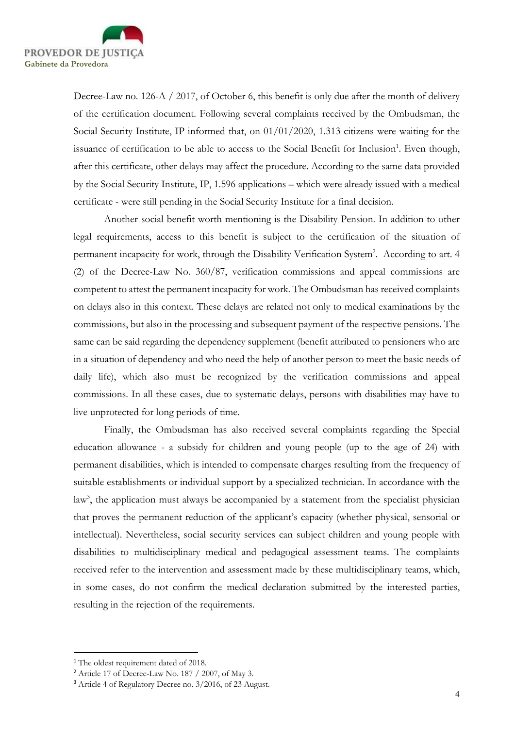Decree-Law no. 126-A / 2017, of October 6, this benefit is only due after the month of delivery of the certification document. Following several complaints received by the Ombudsman, the Social Security Institute, IP informed that, on 01/01/2020, 1.313 citizens were waiting for the issuance of certification to be able to access to the Social Benefit for Inclusion[1]. Even though, after this certificate, other delays may affect the procedure. According to the same data provided by the Social Security Institute, IP, 1.596 applications – which were already issued with a medical certificate - were still pending in the Social Security Institute for a final decision.

Another social benefit worth mentioning is the Disability Pension. In addition to other legal requirements, access to this benefit is subject to the certification of the situation of permanent incapacity for work, through the Disability Verification System[2]. According to art. 4 (2) of the Decree-Law No. 360/87, verification commissions and appeal commissions are competent to attest the permanent incapacity for work. The Ombudsman has received complaints on delays also in this context. These delays are related not only to medical examinations by the commissions, but also in the processing and subsequent payment of the respective pensions. The same can be said regarding the dependency supplement (benefit attributed to pensioners who are in a situation of dependency and who need the help of another person to meet the basic needs of daily life), which also must be recognized by the verification commissions and appeal commissions. In all these cases, due to systematic delays, persons with disabilities may have to live unprotected for long periods of time.

Finally, the Ombudsman has also received several complaints regarding the Special education allowance - a subsidy for children and young people (up to the age of 24) with permanent disabilities, which is intended to compensate charges resulting from the frequency of suitable establishments or individual support by a specialized technician. In accordance with the law[3], the application must always be accompanied by a statement from the specialist physician that proves the permanent reduction of the applicant's capacity (whether physical, sensorial or intellectual). Nevertheless, social security services can subject children and young people with disabilities to multidisciplinary medical and pedagogical assessment teams. The complaints received refer to the intervention and assessment made by these multidisciplinary teams, which, in some cases, do not confirm the medical declaration submitted by the interested parties, resulting in the rejection of the requirements.

---

[1] The oldest requirement dated of 2018.

[2] Article 17 of Decree-Law No. 187 / 2007, of May 3.

[3] Article 4 of Regulatory Decree no. 3/2016, of 23 August.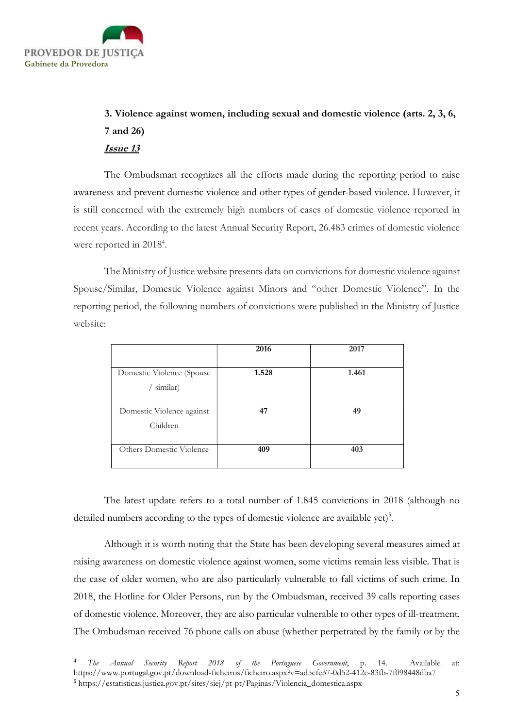### 3. Violence against women, including sexual and domestic violence (arts. 2, 3, 6, 7 and 26)

***Issue 13***

The Ombudsman recognizes all the efforts made during the reporting period to raise awareness and prevent domestic violence and other types of gender-based violence. However, it is still concerned with the extremely high numbers of cases of domestic violence reported in recent years. According to the latest Annual Security Report, 26.483 crimes of domestic violence were reported in 2018[4].

The Ministry of Justice website presents data on convictions for domestic violence against Spouse/Similar, Domestic Violence against Minors and "other Domestic Violence". In the reporting period, the following numbers of convictions were published in the Ministry of Justice website:

| | **2016** | **2017** |
|---|---|---|
| Domestic Violence (Spouse / similar) | **1.528** | **1.461** |
| Domestic Violence against Children | **47** | **49** |
| Others Domestic Violence | **409** | **403** |

The latest update refers to a total number of 1.845 convictions in 2018 (although no detailed numbers according to the types of domestic violence are available yet)[5].

Although it is worth noting that the State has been developing several measures aimed at raising awareness on domestic violence against women, some victims remain less visible. That is the case of older women, who are also particularly vulnerable to fall victims of such crime. In 2018, the Hotline for Older Persons, run by the Ombudsman, received 39 calls reporting cases of domestic violence. Moreover, they are also particular vulnerable to other types of ill-treatment. The Ombudsman received 76 phone calls on abuse (whether perpetrated by the family or by the

---

[4] *The Annual Security Report 2018 of the Portuguese Government*, p. 14. Available at: https://www.portugal.gov.pt/download-ficheiros/ficheiro.aspx?v=ad5cfe37-0d52-412e-83fb-7f098448dba7

[5] https://estatisticas.justica.gov.pt/sites/siej/pt-pt/Paginas/Violencia_domestica.aspx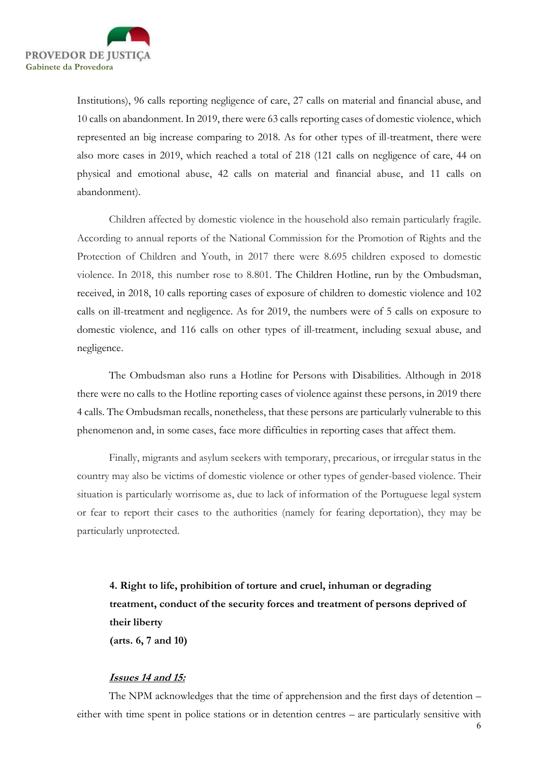Institutions), 96 calls reporting negligence of care, 27 calls on material and financial abuse, and 10 calls on abandonment. In 2019, there were 63 calls reporting cases of domestic violence, which represented an big increase comparing to 2018. As for other types of ill-treatment, there were also more cases in 2019, which reached a total of 218 (121 calls on negligence of care, 44 on physical and emotional abuse, 42 calls on material and financial abuse, and 11 calls on abandonment).

Children affected by domestic violence in the household also remain particularly fragile. According to annual reports of the National Commission for the Promotion of Rights and the Protection of Children and Youth, in 2017 there were 8.695 children exposed to domestic violence. In 2018, this number rose to 8.801. The Children Hotline, run by the Ombudsman, received, in 2018, 10 calls reporting cases of exposure of children to domestic violence and 102 calls on ill-treatment and negligence. As for 2019, the numbers were of 5 calls on exposure to domestic violence, and 116 calls on other types of ill-treatment, including sexual abuse, and negligence.

The Ombudsman also runs a Hotline for Persons with Disabilities. Although in 2018 there were no calls to the Hotline reporting cases of violence against these persons, in 2019 there 4 calls. The Ombudsman recalls, nonetheless, that these persons are particularly vulnerable to this phenomenon and, in some cases, face more difficulties in reporting cases that affect them.

Finally, migrants and asylum seekers with temporary, precarious, or irregular status in the country may also be victims of domestic violence or other types of gender-based violence. Their situation is particularly worrisome as, due to lack of information of the Portuguese legal system or fear to report their cases to the authorities (namely for fearing deportation), they may be particularly unprotected.

## 4. Right to life, prohibition of torture and cruel, inhuman or degrading treatment, conduct of the security forces and treatment of persons deprived of their liberty (arts. 6, 7 and 10)

***Issues 14 and 15:***

The NPM acknowledges that the time of apprehension and the first days of detention – either with time spent in police stations or in detention centres – are particularly sensitive with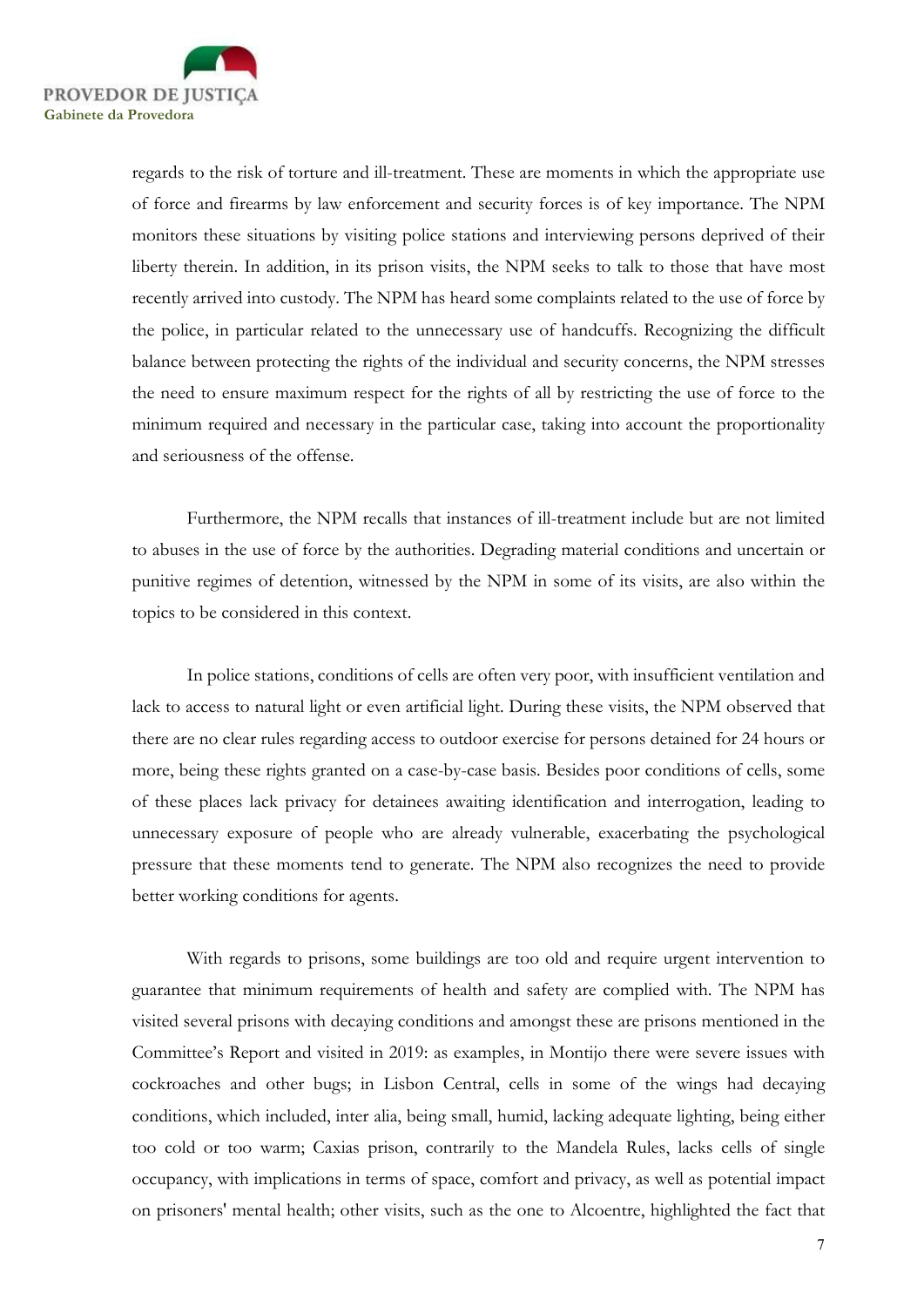regards to the risk of torture and ill-treatment. These are moments in which the appropriate use of force and firearms by law enforcement and security forces is of key importance. The NPM monitors these situations by visiting police stations and interviewing persons deprived of their liberty therein. In addition, in its prison visits, the NPM seeks to talk to those that have most recently arrived into custody. The NPM has heard some complaints related to the use of force by the police, in particular related to the unnecessary use of handcuffs. Recognizing the difficult balance between protecting the rights of the individual and security concerns, the NPM stresses the need to ensure maximum respect for the rights of all by restricting the use of force to the minimum required and necessary in the particular case, taking into account the proportionality and seriousness of the offense.

Furthermore, the NPM recalls that instances of ill-treatment include but are not limited to abuses in the use of force by the authorities. Degrading material conditions and uncertain or punitive regimes of detention, witnessed by the NPM in some of its visits, are also within the topics to be considered in this context.

In police stations, conditions of cells are often very poor, with insufficient ventilation and lack to access to natural light or even artificial light. During these visits, the NPM observed that there are no clear rules regarding access to outdoor exercise for persons detained for 24 hours or more, being these rights granted on a case-by-case basis. Besides poor conditions of cells, some of these places lack privacy for detainees awaiting identification and interrogation, leading to unnecessary exposure of people who are already vulnerable, exacerbating the psychological pressure that these moments tend to generate. The NPM also recognizes the need to provide better working conditions for agents.

With regards to prisons, some buildings are too old and require urgent intervention to guarantee that minimum requirements of health and safety are complied with. The NPM has visited several prisons with decaying conditions and amongst these are prisons mentioned in the Committee's Report and visited in 2019: as examples, in Montijo there were severe issues with cockroaches and other bugs; in Lisbon Central, cells in some of the wings had decaying conditions, which included, inter alia, being small, humid, lacking adequate lighting, being either too cold or too warm; Caxias prison, contrarily to the Mandela Rules, lacks cells of single occupancy, with implications in terms of space, comfort and privacy, as well as potential impact on prisoners' mental health; other visits, such as the one to Alcoentre, highlighted the fact that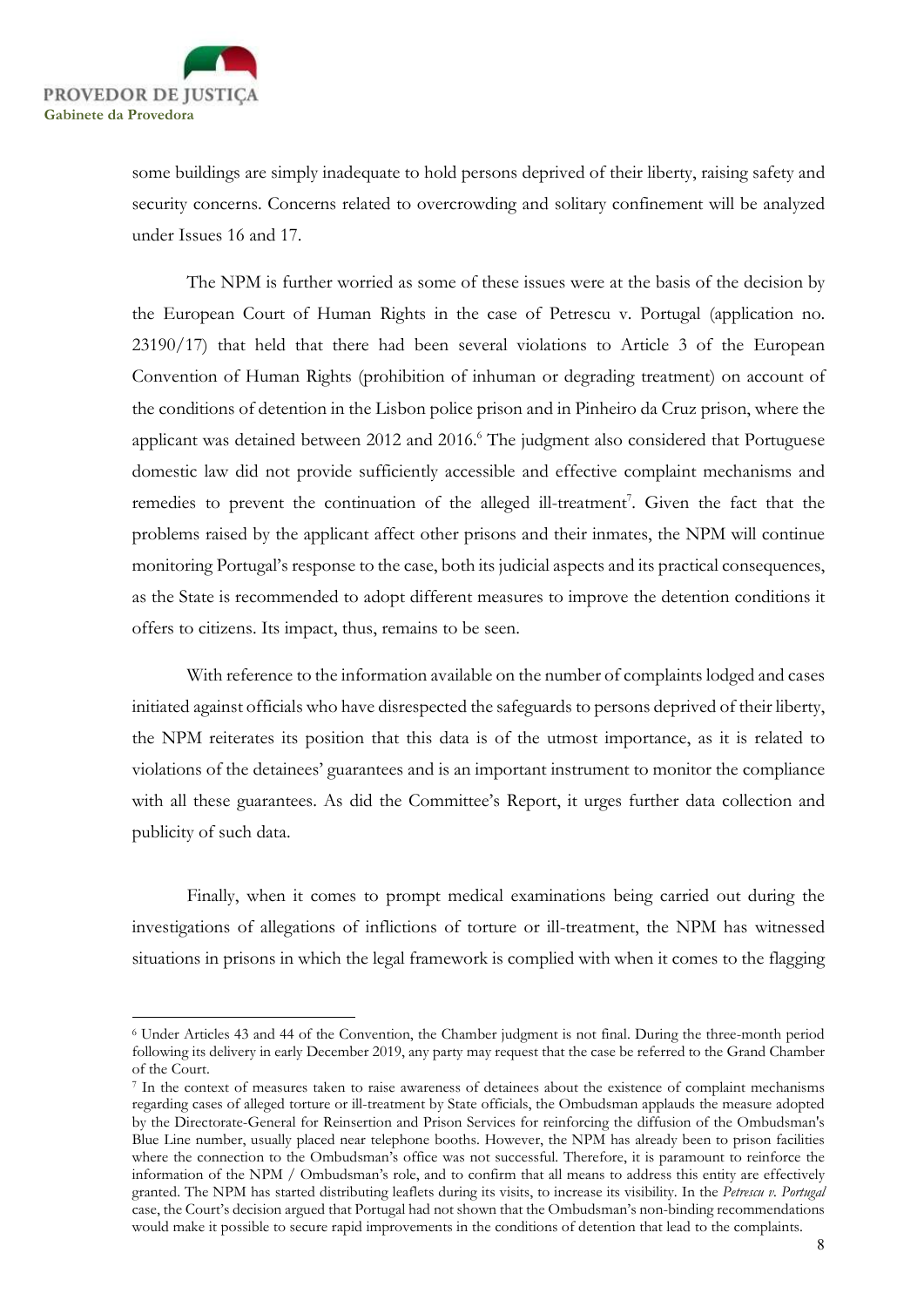some buildings are simply inadequate to hold persons deprived of their liberty, raising safety and security concerns. Concerns related to overcrowding and solitary confinement will be analyzed under Issues 16 and 17.

The NPM is further worried as some of these issues were at the basis of the decision by the European Court of Human Rights in the case of Petrescu v. Portugal (application no. 23190/17) that held that there had been several violations to Article 3 of the European Convention of Human Rights (prohibition of inhuman or degrading treatment) on account of the conditions of detention in the Lisbon police prison and in Pinheiro da Cruz prison, where the applicant was detained between 2012 and 2016.[6] The judgment also considered that Portuguese domestic law did not provide sufficiently accessible and effective complaint mechanisms and remedies to prevent the continuation of the alleged ill-treatment[7]. Given the fact that the problems raised by the applicant affect other prisons and their inmates, the NPM will continue monitoring Portugal's response to the case, both its judicial aspects and its practical consequences, as the State is recommended to adopt different measures to improve the detention conditions it offers to citizens. Its impact, thus, remains to be seen.

With reference to the information available on the number of complaints lodged and cases initiated against officials who have disrespected the safeguards to persons deprived of their liberty, the NPM reiterates its position that this data is of the utmost importance, as it is related to violations of the detainees' guarantees and is an important instrument to monitor the compliance with all these guarantees. As did the Committee's Report, it urges further data collection and publicity of such data.

Finally, when it comes to prompt medical examinations being carried out during the investigations of allegations of inflictions of torture or ill-treatment, the NPM has witnessed situations in prisons in which the legal framework is complied with when it comes to the flagging

---

[6] Under Articles 43 and 44 of the Convention, the Chamber judgment is not final. During the three-month period following its delivery in early December 2019, any party may request that the case be referred to the Grand Chamber of the Court.

[7] In the context of measures taken to raise awareness of detainees about the existence of complaint mechanisms regarding cases of alleged torture or ill-treatment by State officials, the Ombudsman applauds the measure adopted by the Directorate-General for Reinsertion and Prison Services for reinforcing the diffusion of the Ombudsman's Blue Line number, usually placed near telephone booths. However, the NPM has already been to prison facilities where the connection to the Ombudsman's office was not successful. Therefore, it is paramount to reinforce the information of the NPM / Ombudsman's role, and to confirm that all means to address this entity are effectively granted. The NPM has started distributing leaflets during its visits, to increase its visibility. In the *Petrescu v. Portugal* case, the Court's decision argued that Portugal had not shown that the Ombudsman's non-binding recommendations would make it possible to secure rapid improvements in the conditions of detention that lead to the complaints.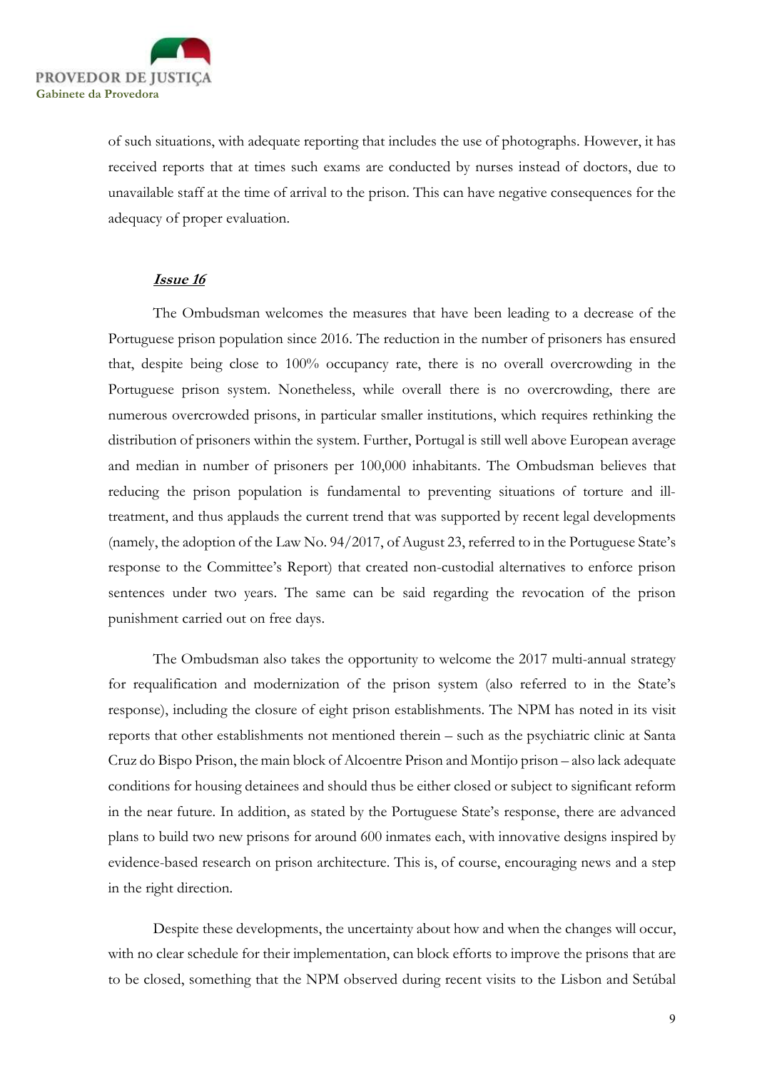of such situations, with adequate reporting that includes the use of photographs. However, it has received reports that at times such exams are conducted by nurses instead of doctors, due to unavailable staff at the time of arrival to the prison. This can have negative consequences for the adequacy of proper evaluation.

***Issue 16***

The Ombudsman welcomes the measures that have been leading to a decrease of the Portuguese prison population since 2016. The reduction in the number of prisoners has ensured that, despite being close to 100% occupancy rate, there is no overall overcrowding in the Portuguese prison system. Nonetheless, while overall there is no overcrowding, there are numerous overcrowded prisons, in particular smaller institutions, which requires rethinking the distribution of prisoners within the system. Further, Portugal is still well above European average and median in number of prisoners per 100,000 inhabitants. The Ombudsman believes that reducing the prison population is fundamental to preventing situations of torture and ill-treatment, and thus applauds the current trend that was supported by recent legal developments (namely, the adoption of the Law No. 94/2017, of August 23, referred to in the Portuguese State's response to the Committee's Report) that created non-custodial alternatives to enforce prison sentences under two years. The same can be said regarding the revocation of the prison punishment carried out on free days.

The Ombudsman also takes the opportunity to welcome the 2017 multi-annual strategy for requalification and modernization of the prison system (also referred to in the State's response), including the closure of eight prison establishments. The NPM has noted in its visit reports that other establishments not mentioned therein – such as the psychiatric clinic at Santa Cruz do Bispo Prison, the main block of Alcoentre Prison and Montijo prison – also lack adequate conditions for housing detainees and should thus be either closed or subject to significant reform in the near future. In addition, as stated by the Portuguese State's response, there are advanced plans to build two new prisons for around 600 inmates each, with innovative designs inspired by evidence-based research on prison architecture. This is, of course, encouraging news and a step in the right direction.

Despite these developments, the uncertainty about how and when the changes will occur, with no clear schedule for their implementation, can block efforts to improve the prisons that are to be closed, something that the NPM observed during recent visits to the Lisbon and Setúbal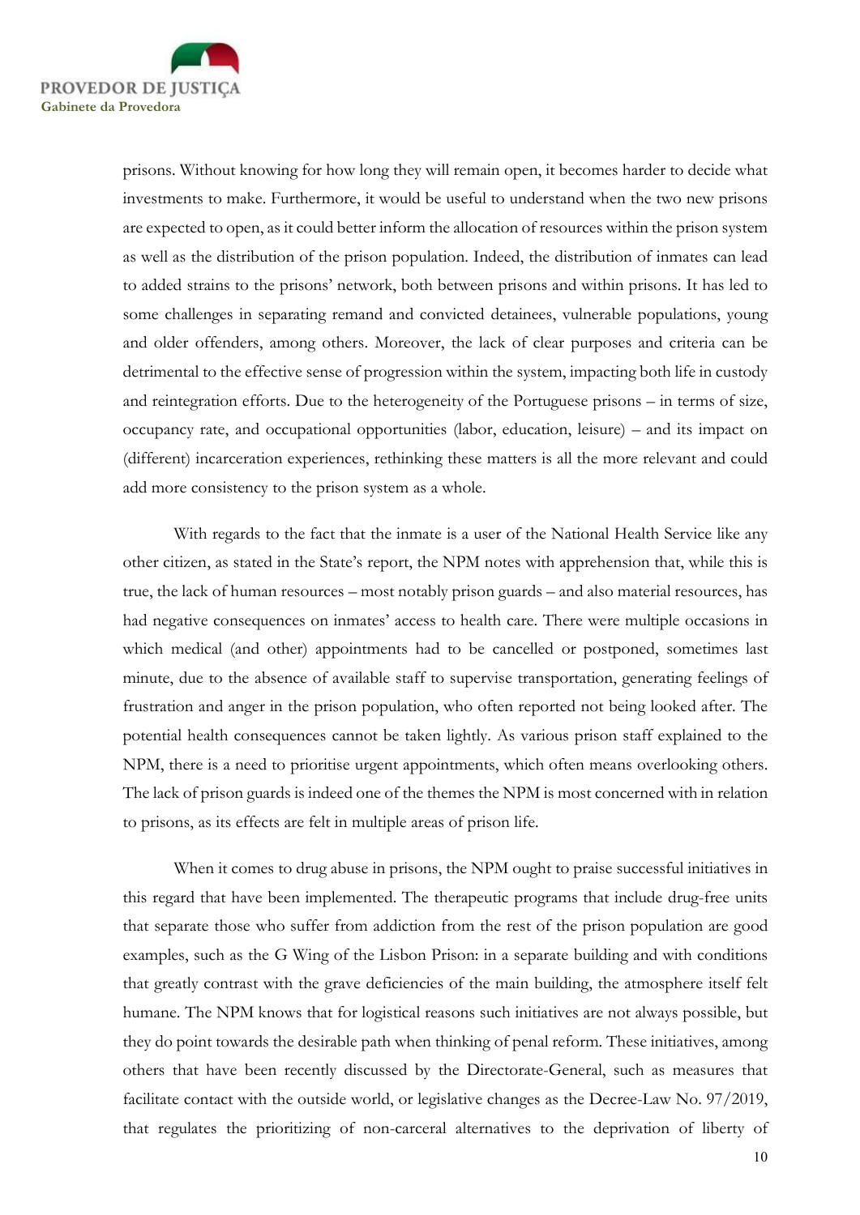prisons. Without knowing for how long they will remain open, it becomes harder to decide what investments to make. Furthermore, it would be useful to understand when the two new prisons are expected to open, as it could better inform the allocation of resources within the prison system as well as the distribution of the prison population. Indeed, the distribution of inmates can lead to added strains to the prisons' network, both between prisons and within prisons. It has led to some challenges in separating remand and convicted detainees, vulnerable populations, young and older offenders, among others. Moreover, the lack of clear purposes and criteria can be detrimental to the effective sense of progression within the system, impacting both life in custody and reintegration efforts. Due to the heterogeneity of the Portuguese prisons – in terms of size, occupancy rate, and occupational opportunities (labor, education, leisure) – and its impact on (different) incarceration experiences, rethinking these matters is all the more relevant and could add more consistency to the prison system as a whole.

With regards to the fact that the inmate is a user of the National Health Service like any other citizen, as stated in the State's report, the NPM notes with apprehension that, while this is true, the lack of human resources – most notably prison guards – and also material resources, has had negative consequences on inmates' access to health care. There were multiple occasions in which medical (and other) appointments had to be cancelled or postponed, sometimes last minute, due to the absence of available staff to supervise transportation, generating feelings of frustration and anger in the prison population, who often reported not being looked after. The potential health consequences cannot be taken lightly. As various prison staff explained to the NPM, there is a need to prioritise urgent appointments, which often means overlooking others. The lack of prison guards is indeed one of the themes the NPM is most concerned with in relation to prisons, as its effects are felt in multiple areas of prison life.

When it comes to drug abuse in prisons, the NPM ought to praise successful initiatives in this regard that have been implemented. The therapeutic programs that include drug-free units that separate those who suffer from addiction from the rest of the prison population are good examples, such as the G Wing of the Lisbon Prison: in a separate building and with conditions that greatly contrast with the grave deficiencies of the main building, the atmosphere itself felt humane. The NPM knows that for logistical reasons such initiatives are not always possible, but they do point towards the desirable path when thinking of penal reform. These initiatives, among others that have been recently discussed by the Directorate-General, such as measures that facilitate contact with the outside world, or legislative changes as the Decree-Law No. 97/2019, that regulates the prioritizing of non-carceral alternatives to the deprivation of liberty of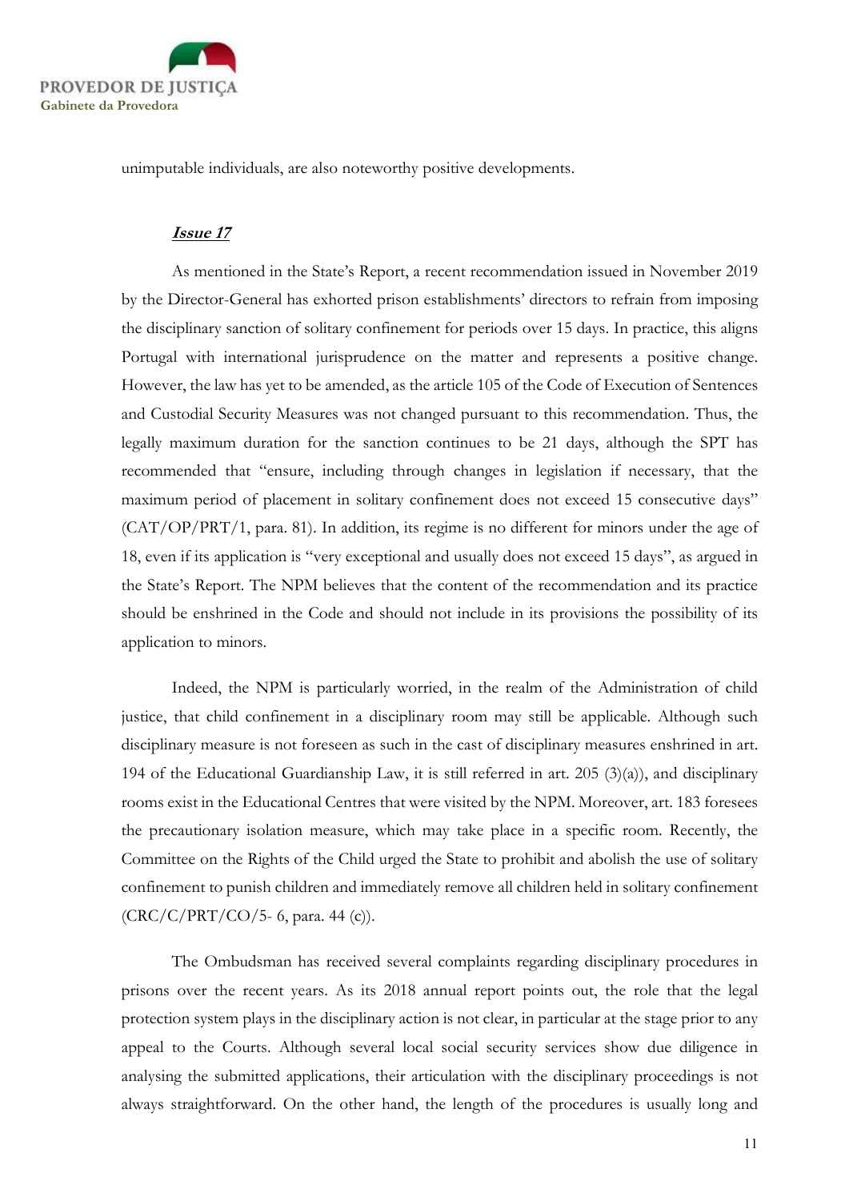unimputable individuals, are also noteworthy positive developments.

***Issue 17***

As mentioned in the State's Report, a recent recommendation issued in November 2019 by the Director-General has exhorted prison establishments' directors to refrain from imposing the disciplinary sanction of solitary confinement for periods over 15 days. In practice, this aligns Portugal with international jurisprudence on the matter and represents a positive change. However, the law has yet to be amended, as the article 105 of the Code of Execution of Sentences and Custodial Security Measures was not changed pursuant to this recommendation. Thus, the legally maximum duration for the sanction continues to be 21 days, although the SPT has recommended that "ensure, including through changes in legislation if necessary, that the maximum period of placement in solitary confinement does not exceed 15 consecutive days" (CAT/OP/PRT/1, para. 81). In addition, its regime is no different for minors under the age of 18, even if its application is "very exceptional and usually does not exceed 15 days", as argued in the State's Report. The NPM believes that the content of the recommendation and its practice should be enshrined in the Code and should not include in its provisions the possibility of its application to minors.

Indeed, the NPM is particularly worried, in the realm of the Administration of child justice, that child confinement in a disciplinary room may still be applicable. Although such disciplinary measure is not foreseen as such in the cast of disciplinary measures enshrined in art. 194 of the Educational Guardianship Law, it is still referred in art. 205 (3)(a)), and disciplinary rooms exist in the Educational Centres that were visited by the NPM. Moreover, art. 183 foresees the precautionary isolation measure, which may take place in a specific room. Recently, the Committee on the Rights of the Child urged the State to prohibit and abolish the use of solitary confinement to punish children and immediately remove all children held in solitary confinement (CRC/C/PRT/CO/5- 6, para. 44 (c)).

The Ombudsman has received several complaints regarding disciplinary procedures in prisons over the recent years. As its 2018 annual report points out, the role that the legal protection system plays in the disciplinary action is not clear, in particular at the stage prior to any appeal to the Courts. Although several local social security services show due diligence in analysing the submitted applications, their articulation with the disciplinary proceedings is not always straightforward. On the other hand, the length of the procedures is usually long and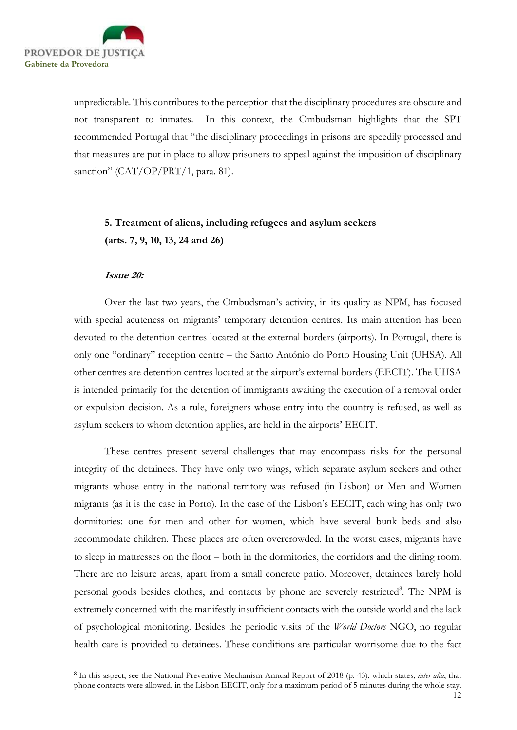unpredictable. This contributes to the perception that the disciplinary procedures are obscure and not transparent to inmates. In this context, the Ombudsman highlights that the SPT recommended Portugal that "the disciplinary proceedings in prisons are speedily processed and that measures are put in place to allow prisoners to appeal against the imposition of disciplinary sanction" (CAT/OP/PRT/1, para. 81).

### 5. Treatment of aliens, including refugees and asylum seekers (arts. 7, 9, 10, 13, 24 and 26)

***Issue 20:***

Over the last two years, the Ombudsman's activity, in its quality as NPM, has focused with special acuteness on migrants' temporary detention centres. Its main attention has been devoted to the detention centres located at the external borders (airports). In Portugal, there is only one "ordinary" reception centre – the Santo António do Porto Housing Unit (UHSA). All other centres are detention centres located at the airport's external borders (EECIT). The UHSA is intended primarily for the detention of immigrants awaiting the execution of a removal order or expulsion decision. As a rule, foreigners whose entry into the country is refused, as well as asylum seekers to whom detention applies, are held in the airports' EECIT.

These centres present several challenges that may encompass risks for the personal integrity of the detainees. They have only two wings, which separate asylum seekers and other migrants whose entry in the national territory was refused (in Lisbon) or Men and Women migrants (as it is the case in Porto). In the case of the Lisbon's EECIT, each wing has only two dormitories: one for men and other for women, which have several bunk beds and also accommodate children. These places are often overcrowded. In the worst cases, migrants have to sleep in mattresses on the floor – both in the dormitories, the corridors and the dining room. There are no leisure areas, apart from a small concrete patio. Moreover, detainees barely hold personal goods besides clothes, and contacts by phone are severely restricted[8]. The NPM is extremely concerned with the manifestly insufficient contacts with the outside world and the lack of psychological monitoring. Besides the periodic visits of the *World Doctors* NGO, no regular health care is provided to detainees. These conditions are particular worrisome due to the fact

[8] In this aspect, see the National Preventive Mechanism Annual Report of 2018 (p. 43), which states, *inter alia*, that phone contacts were allowed, in the Lisbon EECIT, only for a maximum period of 5 minutes during the whole stay.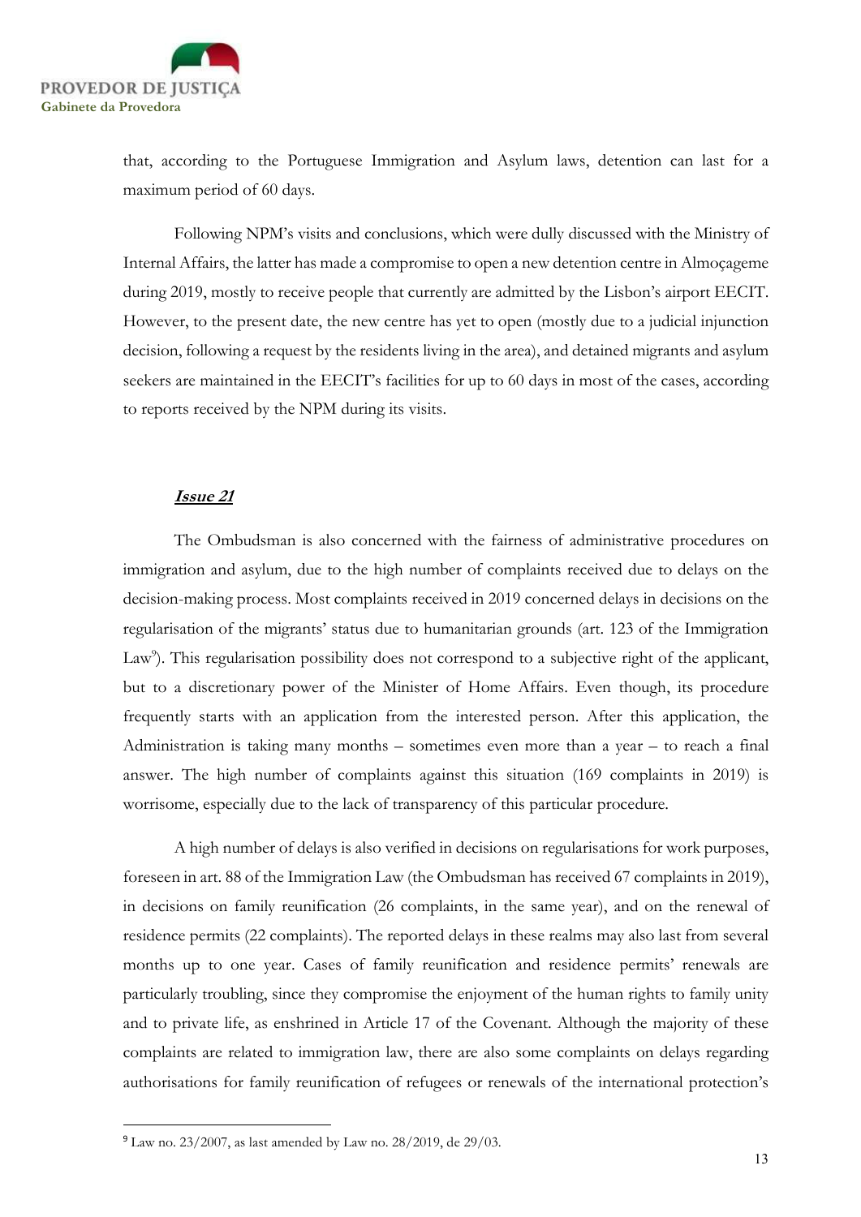that, according to the Portuguese Immigration and Asylum laws, detention can last for a maximum period of 60 days.

Following NPM's visits and conclusions, which were dully discussed with the Ministry of Internal Affairs, the latter has made a compromise to open a new detention centre in Almoçageme during 2019, mostly to receive people that currently are admitted by the Lisbon's airport EECIT. However, to the present date, the new centre has yet to open (mostly due to a judicial injunction decision, following a request by the residents living in the area), and detained migrants and asylum seekers are maintained in the EECIT's facilities for up to 60 days in most of the cases, according to reports received by the NPM during its visits.

***Issue 21***

The Ombudsman is also concerned with the fairness of administrative procedures on immigration and asylum, due to the high number of complaints received due to delays on the decision-making process. Most complaints received in 2019 concerned delays in decisions on the regularisation of the migrants' status due to humanitarian grounds (art. 123 of the Immigration Law[9]). This regularisation possibility does not correspond to a subjective right of the applicant, but to a discretionary power of the Minister of Home Affairs. Even though, its procedure frequently starts with an application from the interested person. After this application, the Administration is taking many months – sometimes even more than a year – to reach a final answer. The high number of complaints against this situation (169 complaints in 2019) is worrisome, especially due to the lack of transparency of this particular procedure.

A high number of delays is also verified in decisions on regularisations for work purposes, foreseen in art. 88 of the Immigration Law (the Ombudsman has received 67 complaints in 2019), in decisions on family reunification (26 complaints, in the same year), and on the renewal of residence permits (22 complaints). The reported delays in these realms may also last from several months up to one year. Cases of family reunification and residence permits' renewals are particularly troubling, since they compromise the enjoyment of the human rights to family unity and to private life, as enshrined in Article 17 of the Covenant. Although the majority of these complaints are related to immigration law, there are also some complaints on delays regarding authorisations for family reunification of refugees or renewals of the international protection's

---

[9] Law no. 23/2007, as last amended by Law no. 28/2019, de 29/03.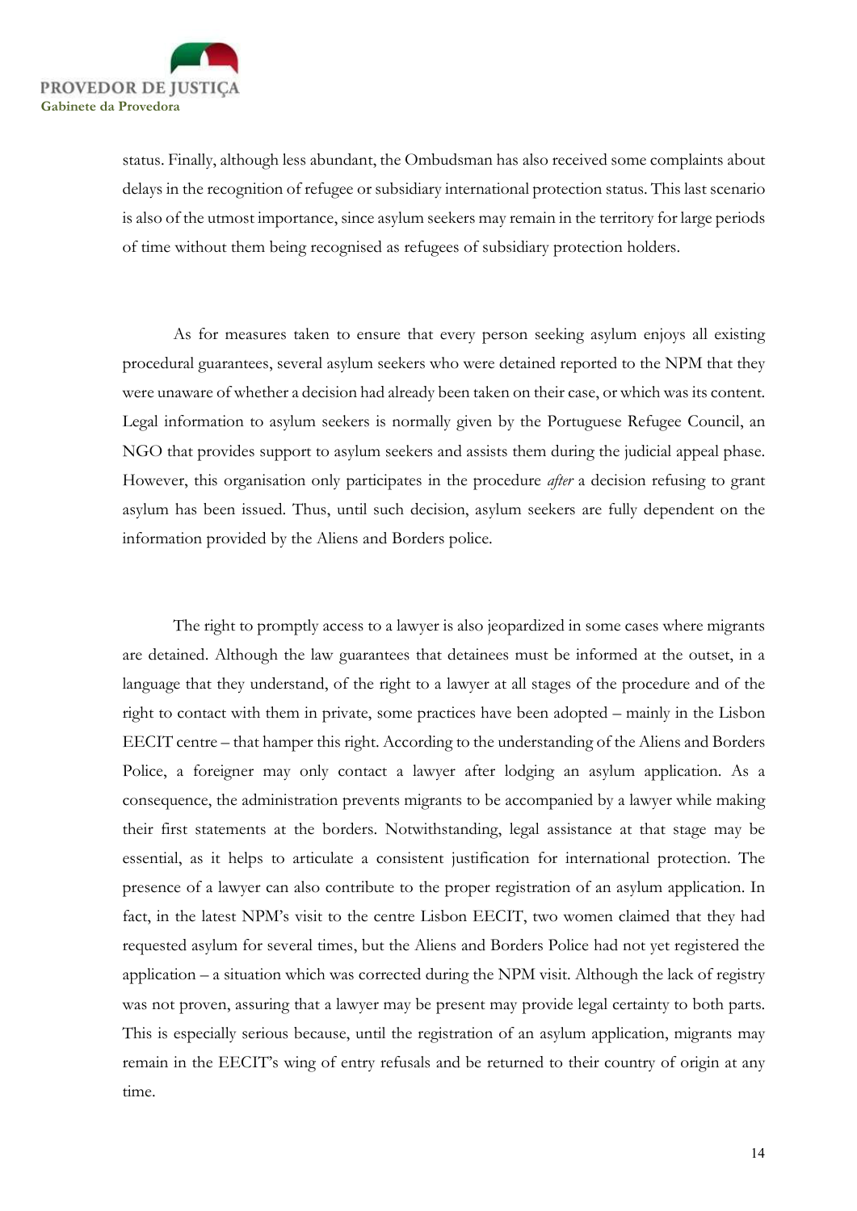status. Finally, although less abundant, the Ombudsman has also received some complaints about delays in the recognition of refugee or subsidiary international protection status. This last scenario is also of the utmost importance, since asylum seekers may remain in the territory for large periods of time without them being recognised as refugees of subsidiary protection holders.

As for measures taken to ensure that every person seeking asylum enjoys all existing procedural guarantees, several asylum seekers who were detained reported to the NPM that they were unaware of whether a decision had already been taken on their case, or which was its content. Legal information to asylum seekers is normally given by the Portuguese Refugee Council, an NGO that provides support to asylum seekers and assists them during the judicial appeal phase. However, this organisation only participates in the procedure *after* a decision refusing to grant asylum has been issued. Thus, until such decision, asylum seekers are fully dependent on the information provided by the Aliens and Borders police.

The right to promptly access to a lawyer is also jeopardized in some cases where migrants are detained. Although the law guarantees that detainees must be informed at the outset, in a language that they understand, of the right to a lawyer at all stages of the procedure and of the right to contact with them in private, some practices have been adopted – mainly in the Lisbon EECIT centre – that hamper this right. According to the understanding of the Aliens and Borders Police, a foreigner may only contact a lawyer after lodging an asylum application. As a consequence, the administration prevents migrants to be accompanied by a lawyer while making their first statements at the borders. Notwithstanding, legal assistance at that stage may be essential, as it helps to articulate a consistent justification for international protection. The presence of a lawyer can also contribute to the proper registration of an asylum application. In fact, in the latest NPM's visit to the centre Lisbon EECIT, two women claimed that they had requested asylum for several times, but the Aliens and Borders Police had not yet registered the application – a situation which was corrected during the NPM visit. Although the lack of registry was not proven, assuring that a lawyer may be present may provide legal certainty to both parts. This is especially serious because, until the registration of an asylum application, migrants may remain in the EECIT's wing of entry refusals and be returned to their country of origin at any time.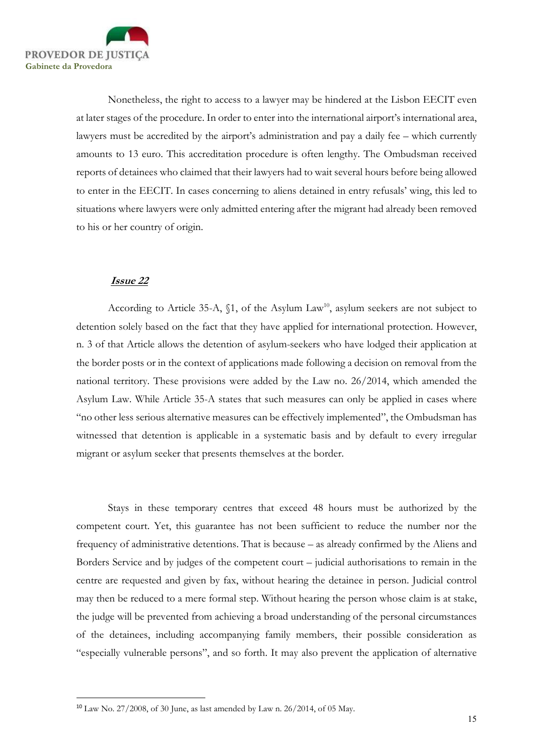Nonetheless, the right to access to a lawyer may be hindered at the Lisbon EECIT even at later stages of the procedure. In order to enter into the international airport's international area, lawyers must be accredited by the airport's administration and pay a daily fee – which currently amounts to 13 euro. This accreditation procedure is often lengthy. The Ombudsman received reports of detainees who claimed that their lawyers had to wait several hours before being allowed to enter in the EECIT. In cases concerning to aliens detained in entry refusals' wing, this led to situations where lawyers were only admitted entering after the migrant had already been removed to his or her country of origin.

***Issue 22***

According to Article 35-A, §1, of the Asylum Law[10], asylum seekers are not subject to detention solely based on the fact that they have applied for international protection. However, n. 3 of that Article allows the detention of asylum-seekers who have lodged their application at the border posts or in the context of applications made following a decision on removal from the national territory. These provisions were added by the Law no. 26/2014, which amended the Asylum Law. While Article 35-A states that such measures can only be applied in cases where "no other less serious alternative measures can be effectively implemented", the Ombudsman has witnessed that detention is applicable in a systematic basis and by default to every irregular migrant or asylum seeker that presents themselves at the border.

Stays in these temporary centres that exceed 48 hours must be authorized by the competent court. Yet, this guarantee has not been sufficient to reduce the number nor the frequency of administrative detentions. That is because – as already confirmed by the Aliens and Borders Service and by judges of the competent court – judicial authorisations to remain in the centre are requested and given by fax, without hearing the detainee in person. Judicial control may then be reduced to a mere formal step. Without hearing the person whose claim is at stake, the judge will be prevented from achieving a broad understanding of the personal circumstances of the detainees, including accompanying family members, their possible consideration as "especially vulnerable persons", and so forth. It may also prevent the application of alternative

[10] Law No. 27/2008, of 30 June, as last amended by Law n. 26/2014, of 05 May.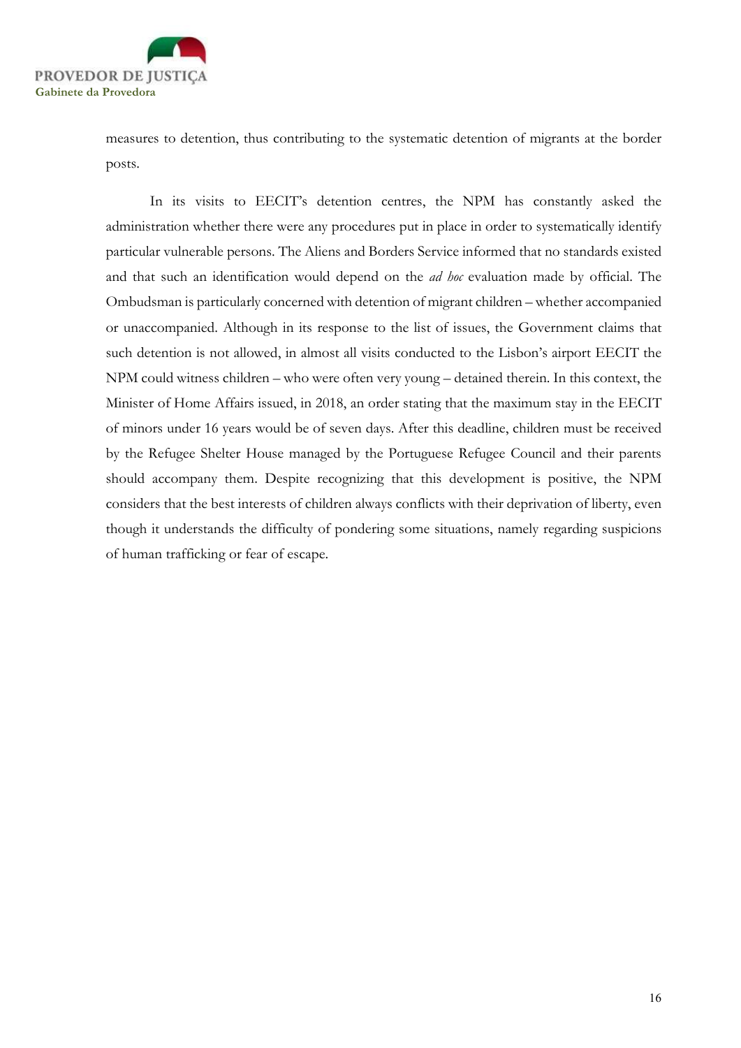measures to detention, thus contributing to the systematic detention of migrants at the border posts.

In its visits to EECIT's detention centres, the NPM has constantly asked the administration whether there were any procedures put in place in order to systematically identify particular vulnerable persons. The Aliens and Borders Service informed that no standards existed and that such an identification would depend on the *ad hoc* evaluation made by official. The Ombudsman is particularly concerned with detention of migrant children – whether accompanied or unaccompanied. Although in its response to the list of issues, the Government claims that such detention is not allowed, in almost all visits conducted to the Lisbon's airport EECIT the NPM could witness children – who were often very young – detained therein. In this context, the Minister of Home Affairs issued, in 2018, an order stating that the maximum stay in the EECIT of minors under 16 years would be of seven days. After this deadline, children must be received by the Refugee Shelter House managed by the Portuguese Refugee Council and their parents should accompany them. Despite recognizing that this development is positive, the NPM considers that the best interests of children always conflicts with their deprivation of liberty, even though it understands the difficulty of pondering some situations, namely regarding suspicions of human trafficking or fear of escape.